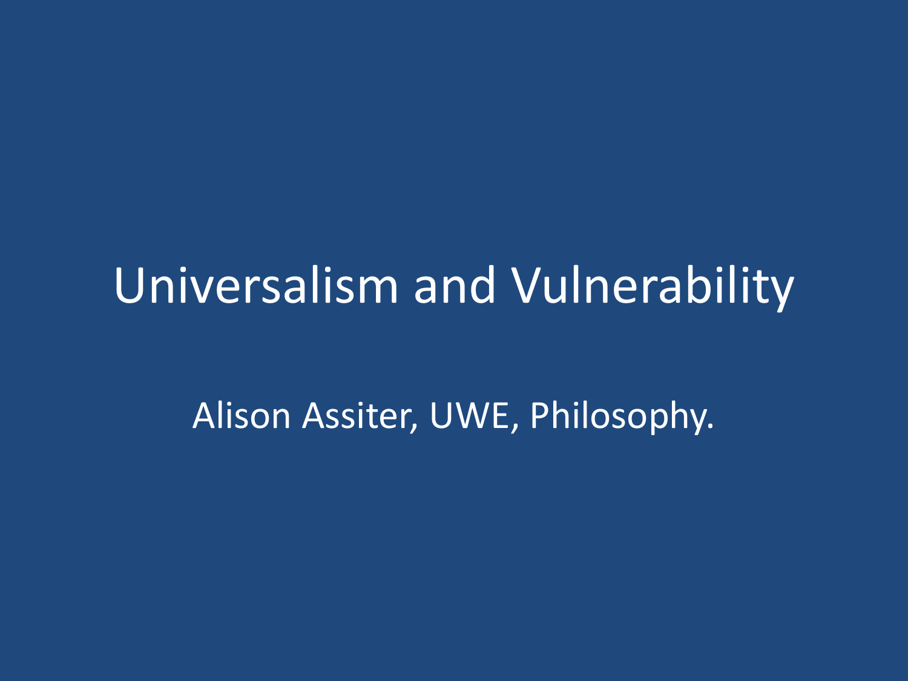# Universalism and Vulnerability

Alison Assiter, UWE, Philosophy.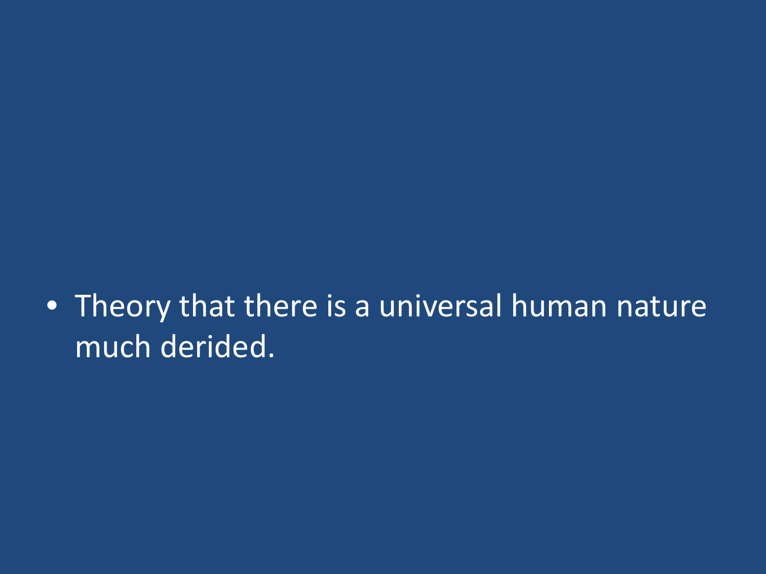- Theory that there is a universal human nature much derided.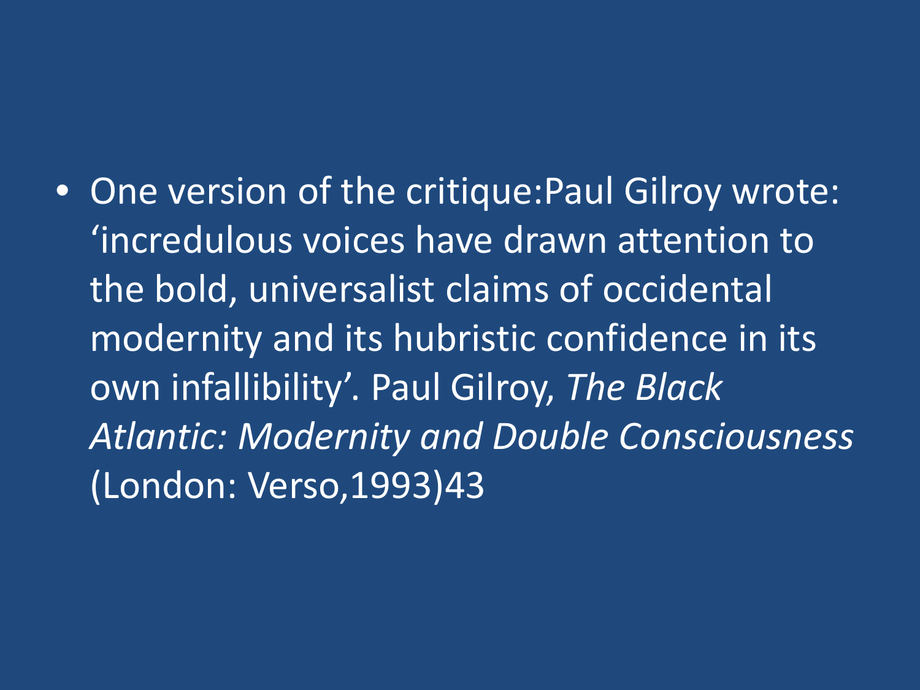- One version of the critique:Paul Gilroy wrote: ‘incredulous voices have drawn attention to the bold, universalist claims of occidental modernity and its hubristic confidence in its own infallibility’. Paul Gilroy, *The Black Atlantic: Modernity and Double Consciousness* (London: Verso,1993)43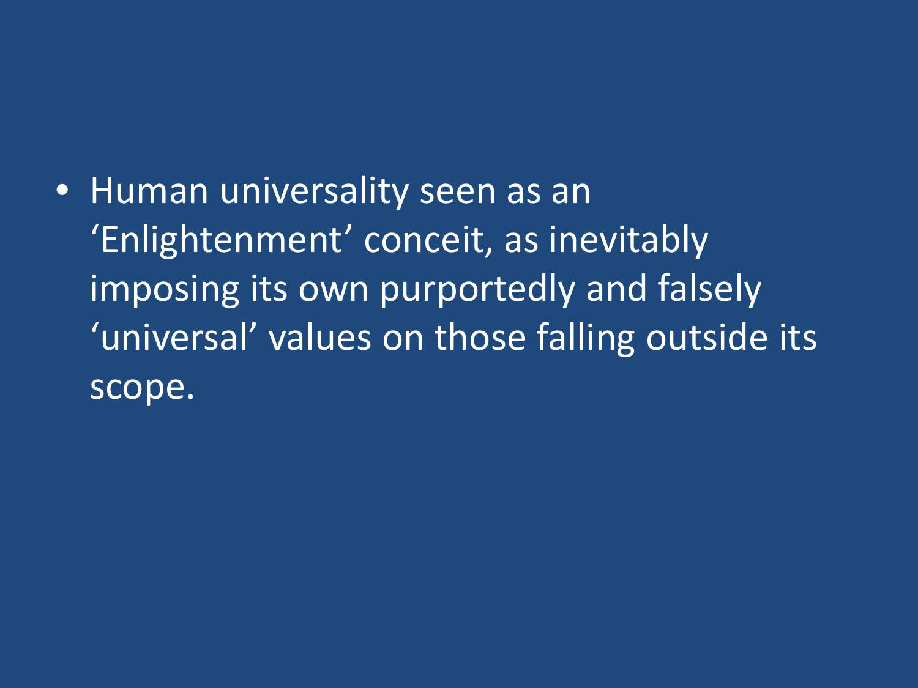- Human universality seen as an ‘Enlightenment’ conceit, as inevitably imposing its own purportedly and falsely ‘universal’ values on those falling outside its scope.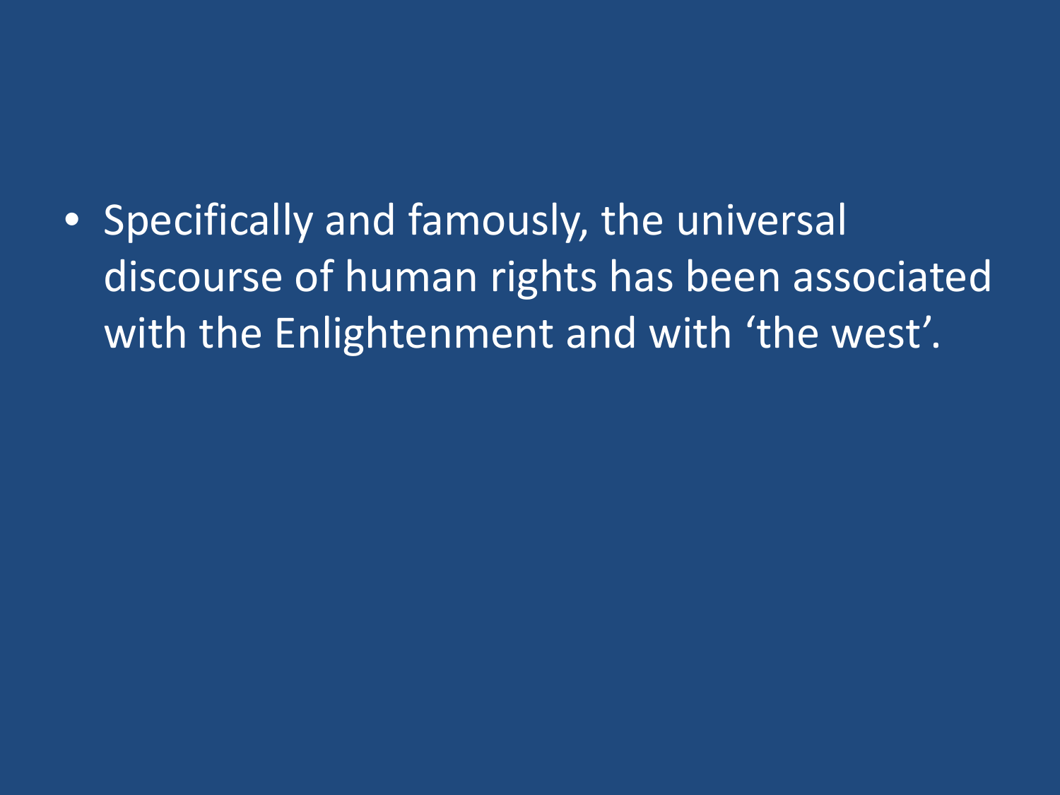- Specifically and famously, the universal discourse of human rights has been associated with the Enlightenment and with ‘the west’.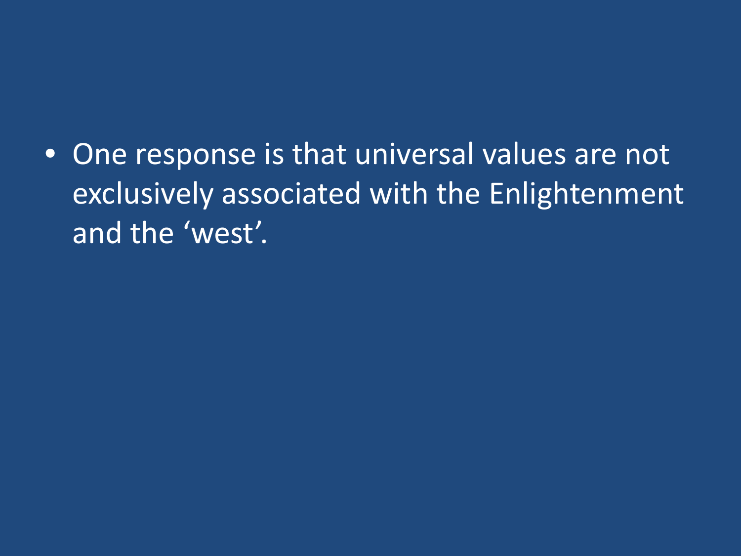- One response is that universal values are not exclusively associated with the Enlightenment and the ‘west’.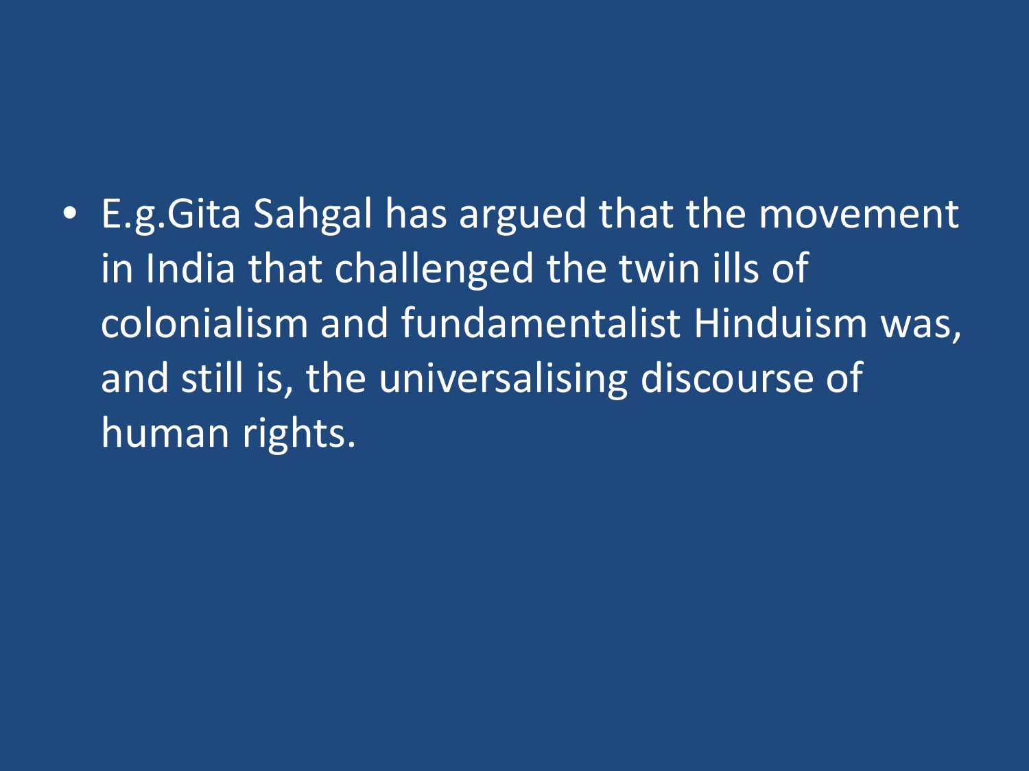- E.g.Gita Sahgal has argued that the movement in India that challenged the twin ills of colonialism and fundamentalist Hinduism was, and still is, the universalising discourse of human rights.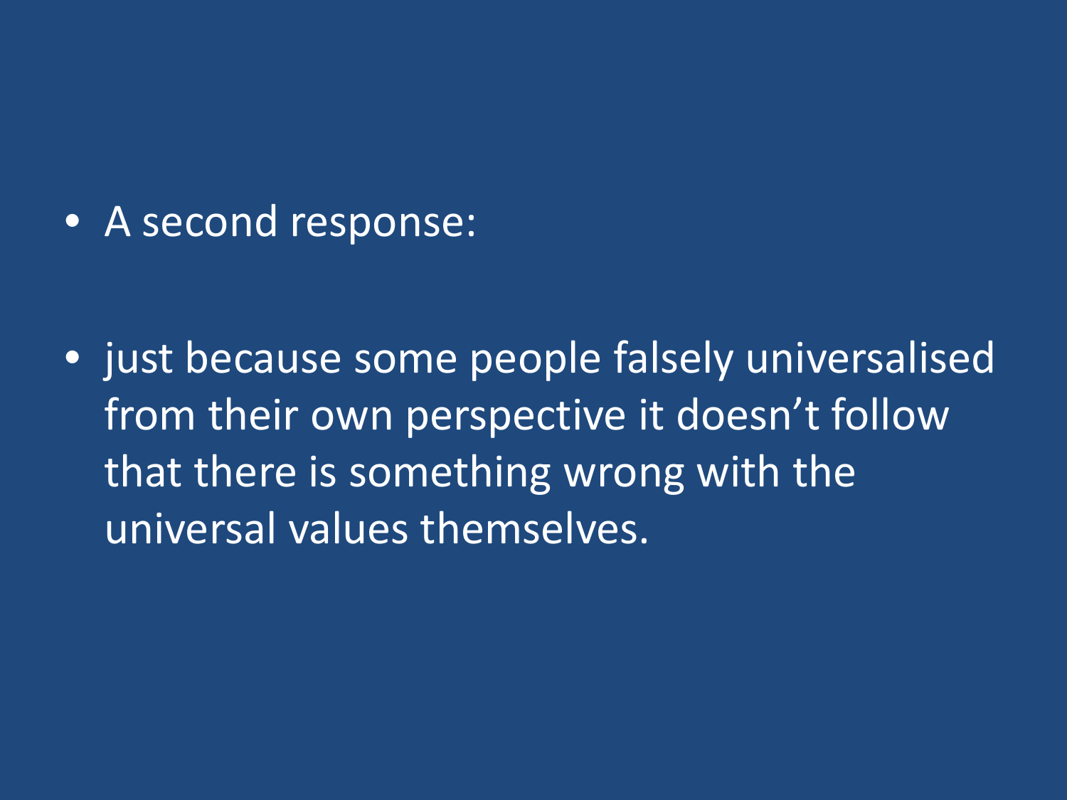- A second response:

- just because some people falsely universalised from their own perspective it doesn't follow that there is something wrong with the universal values themselves.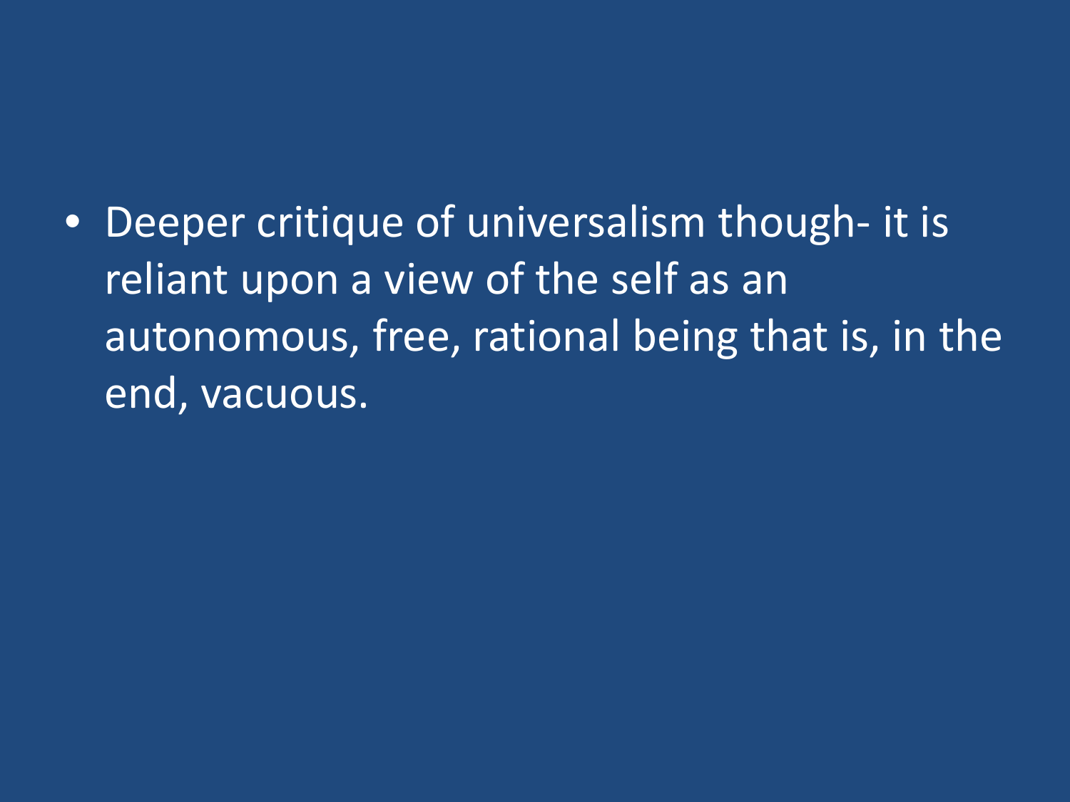- Deeper critique of universalism though- it is reliant upon a view of the self as an autonomous, free, rational being that is, in the end, vacuous.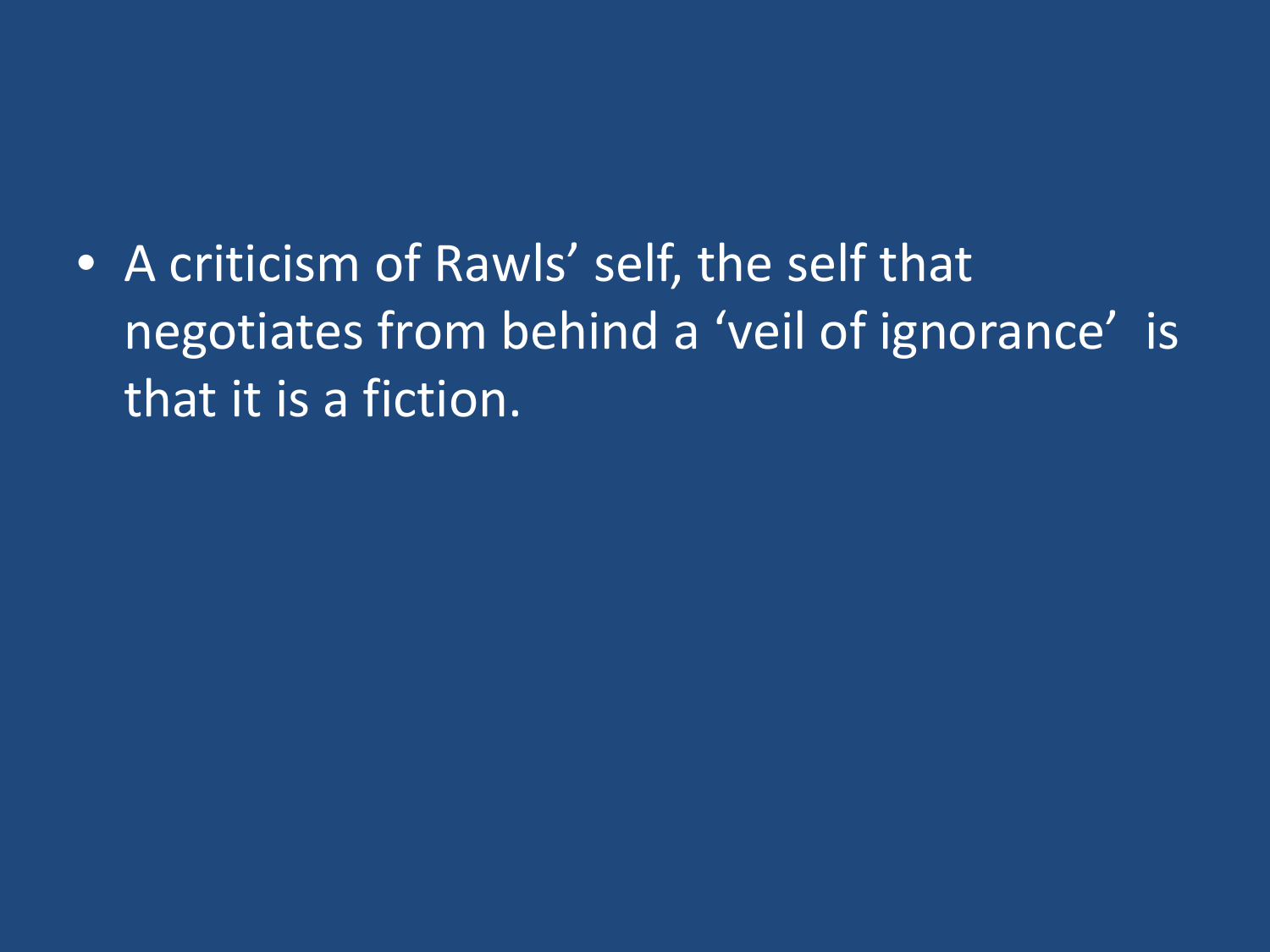- A criticism of Rawls' self, the self that negotiates from behind a 'veil of ignorance' is that it is a fiction.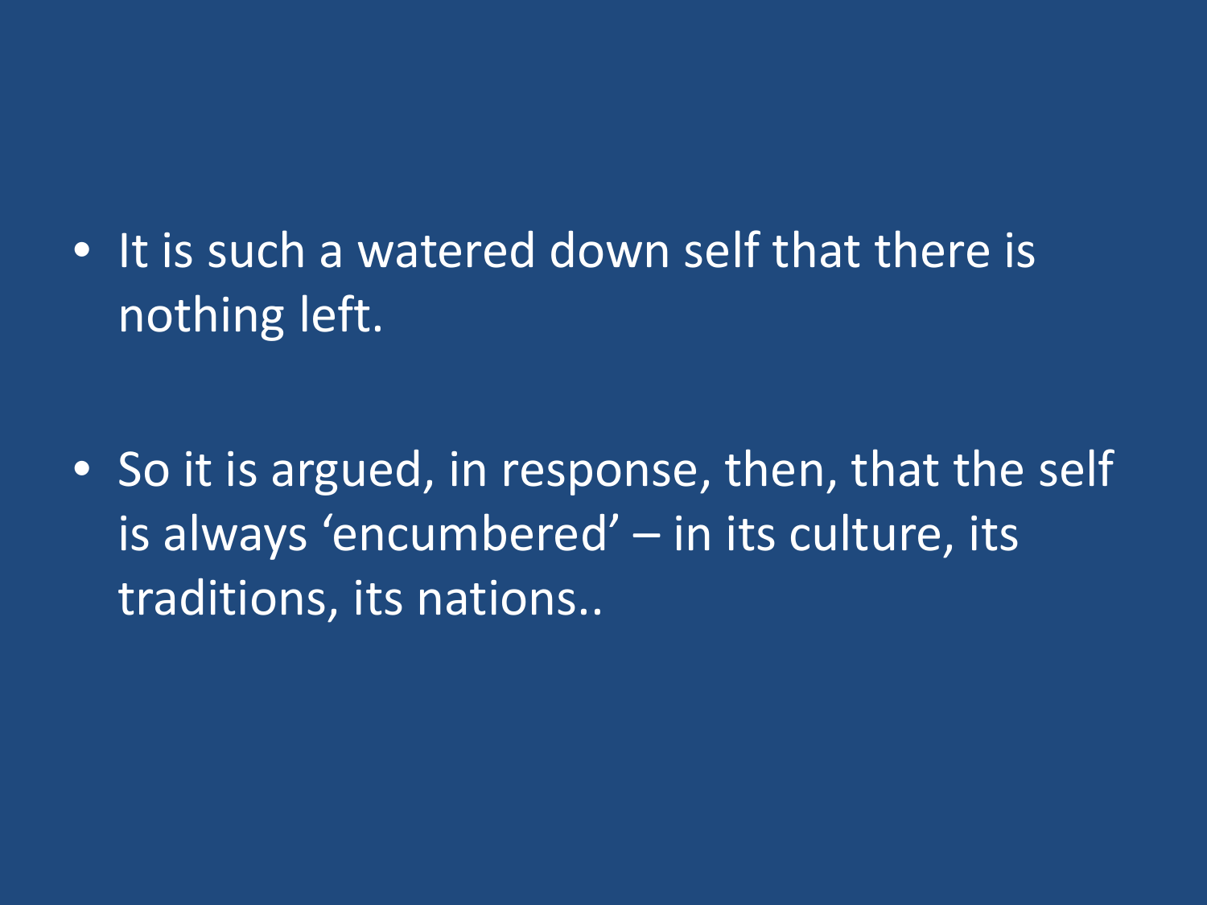- It is such a watered down self that there is nothing left.

- So it is argued, in response, then, that the self is always 'encumbered' – in its culture, its traditions, its nations..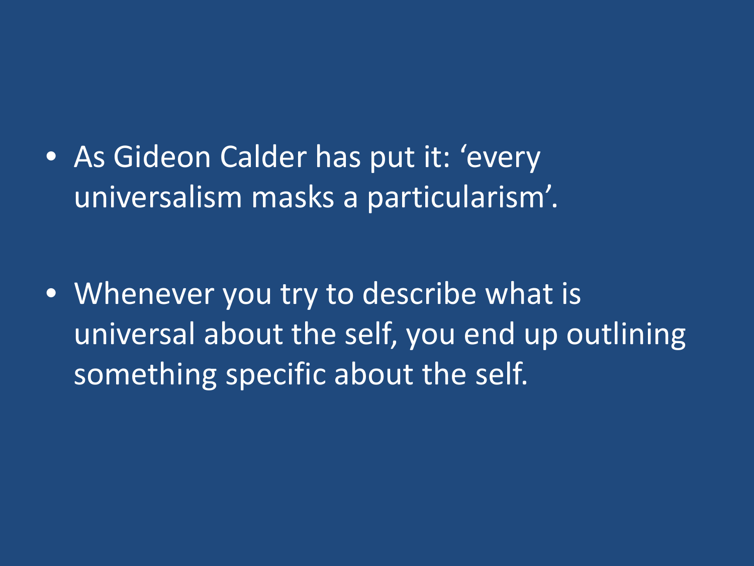- As Gideon Calder has put it: ‘every universalism masks a particularism’.

- Whenever you try to describe what is universal about the self, you end up outlining something specific about the self.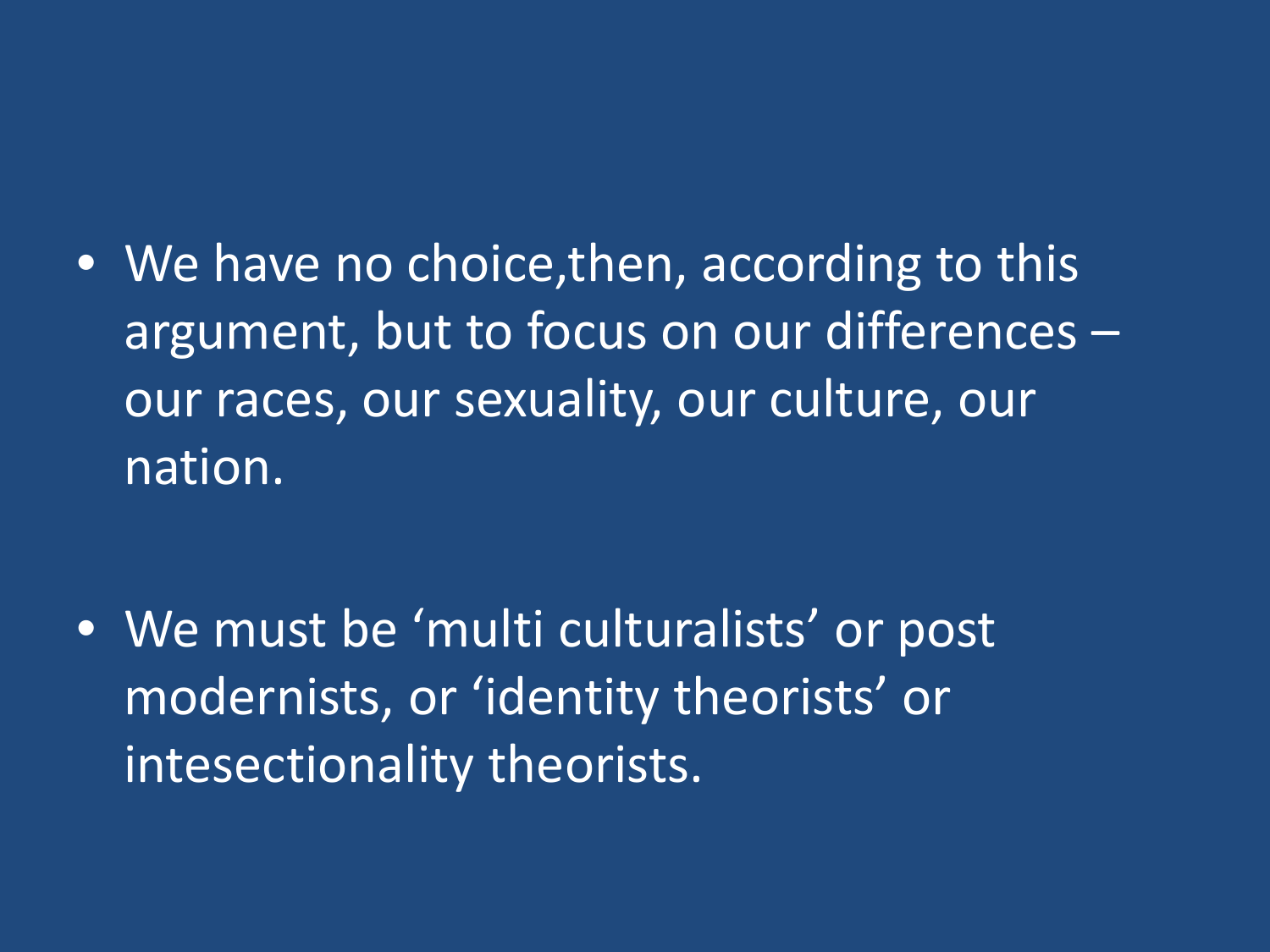- We have no choice,then, according to this argument, but to focus on our differences – our races, our sexuality, our culture, our nation.

- We must be ‘multi culturalists’ or post modernists, or ‘identity theorists’ or intesectionality theorists.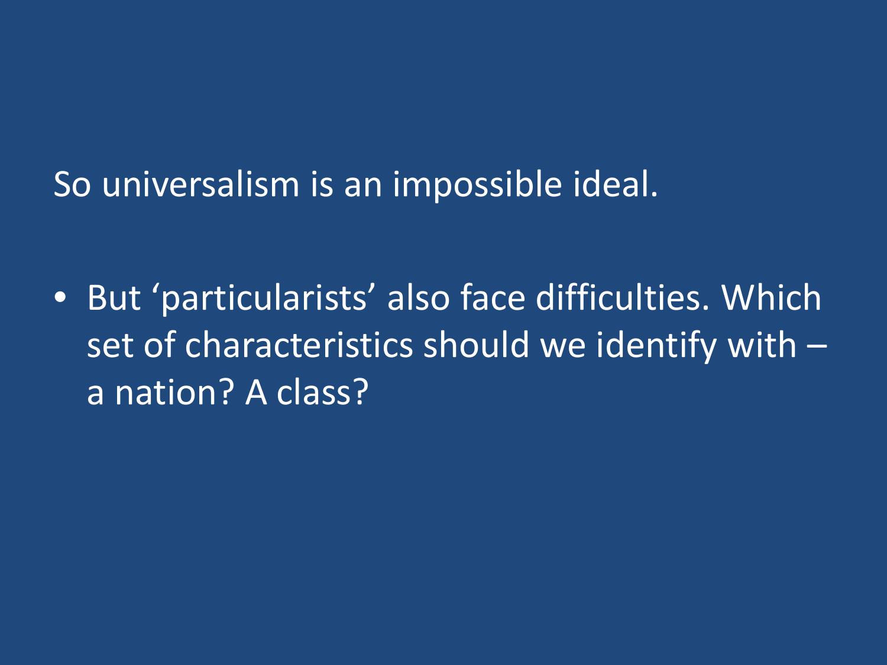So universalism is an impossible ideal.

- But ‘particularists’ also face difficulties. Which set of characteristics should we identify with – a nation? A class?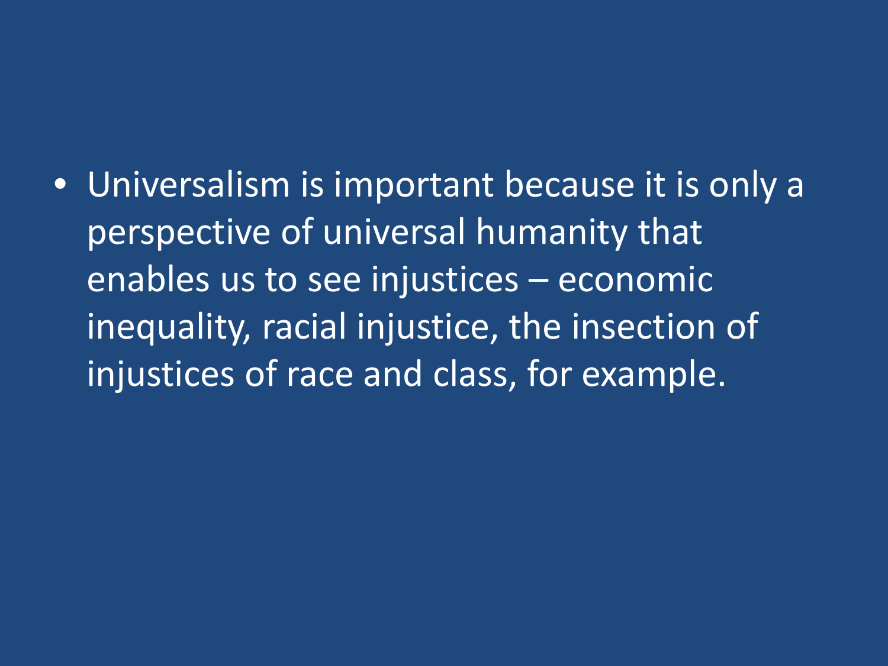- Universalism is important because it is only a perspective of universal humanity that enables us to see injustices – economic inequality, racial injustice, the insection of injustices of race and class, for example.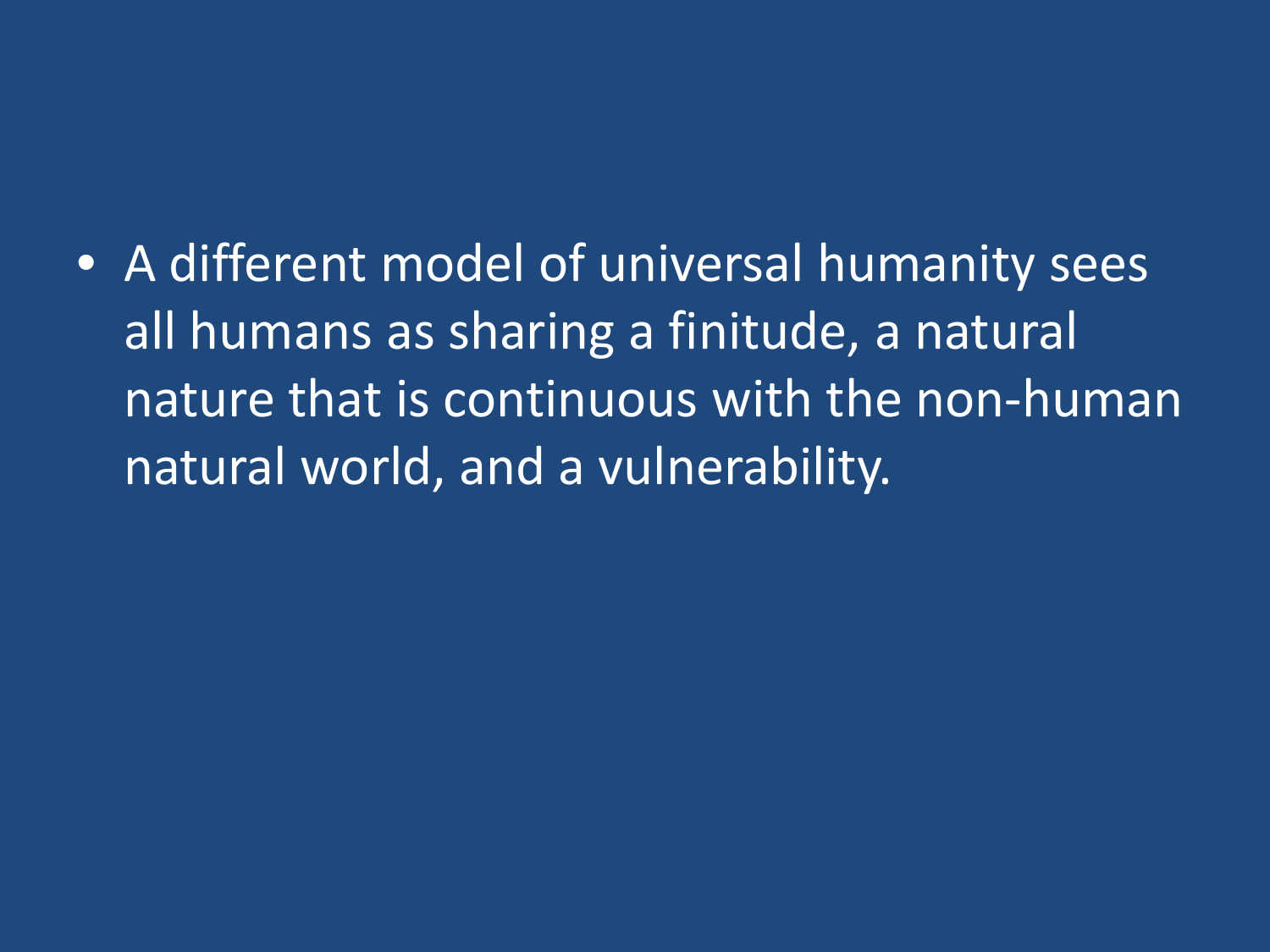- A different model of universal humanity sees all humans as sharing a finitude, a natural nature that is continuous with the non-human natural world, and a vulnerability.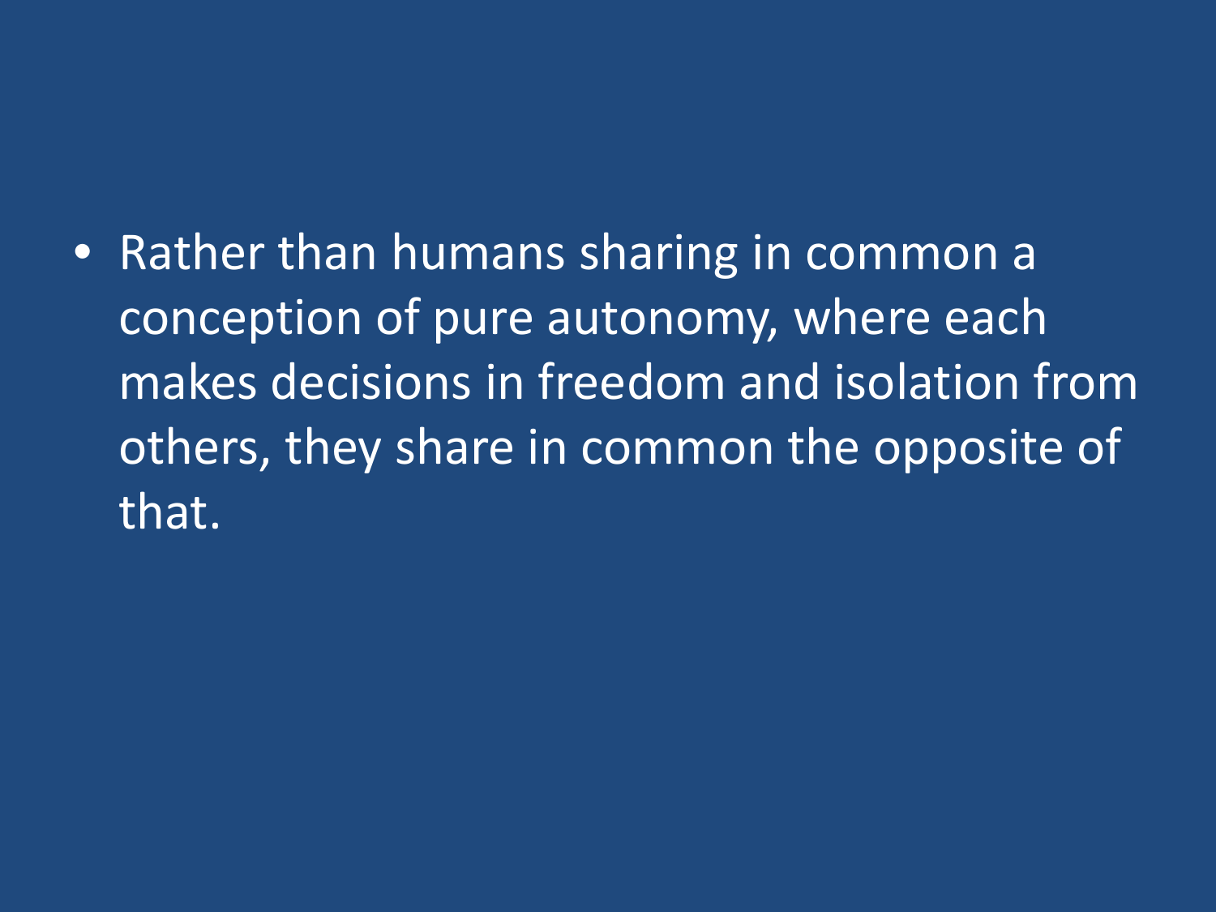- Rather than humans sharing in common a conception of pure autonomy, where each makes decisions in freedom and isolation from others, they share in common the opposite of that.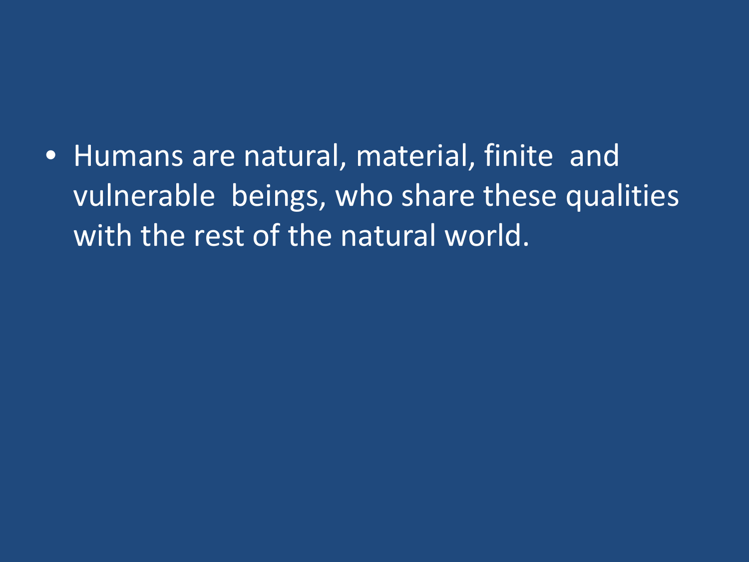- Humans are natural, material, finite and vulnerable beings, who share these qualities with the rest of the natural world.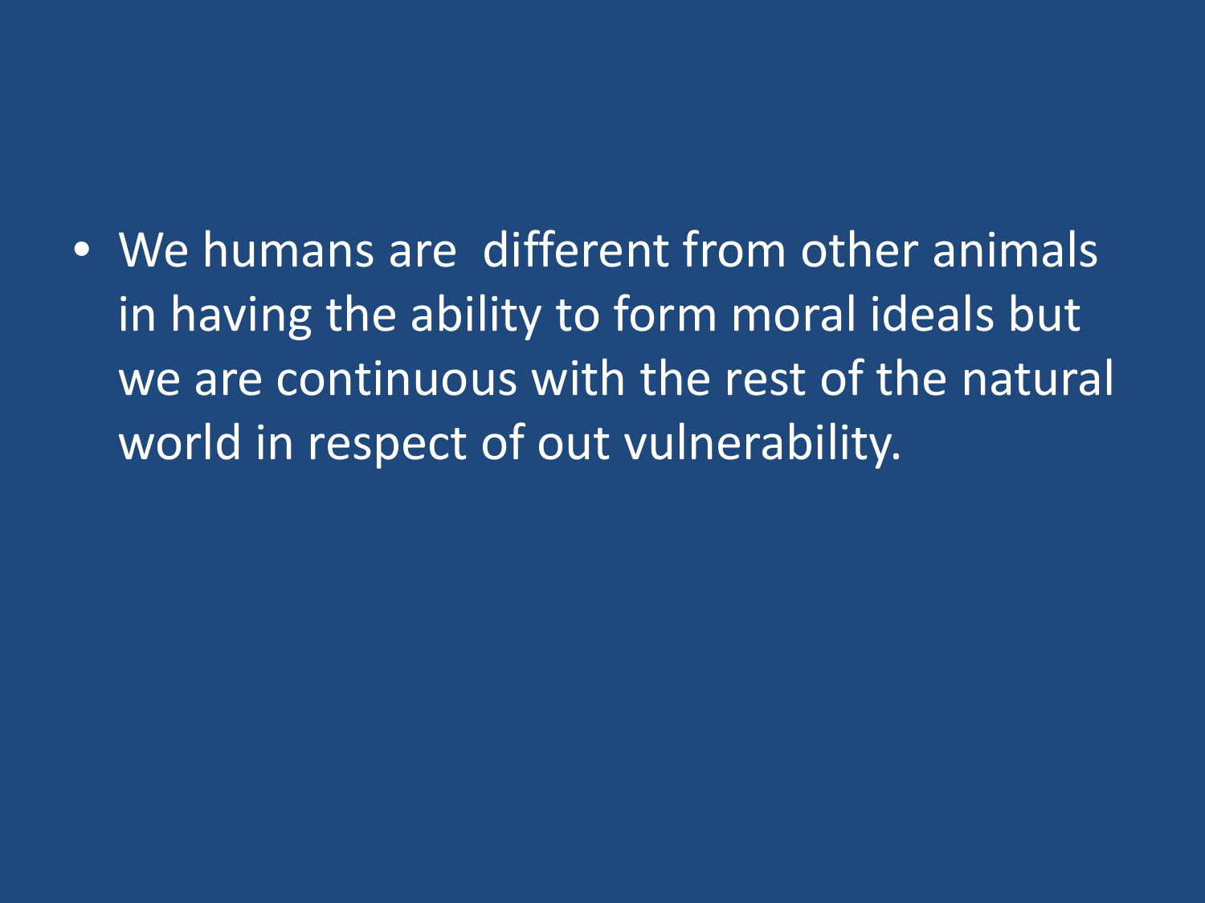- We humans are  different from other animals in having the ability to form moral ideals but we are continuous with the rest of the natural world in respect of out vulnerability.